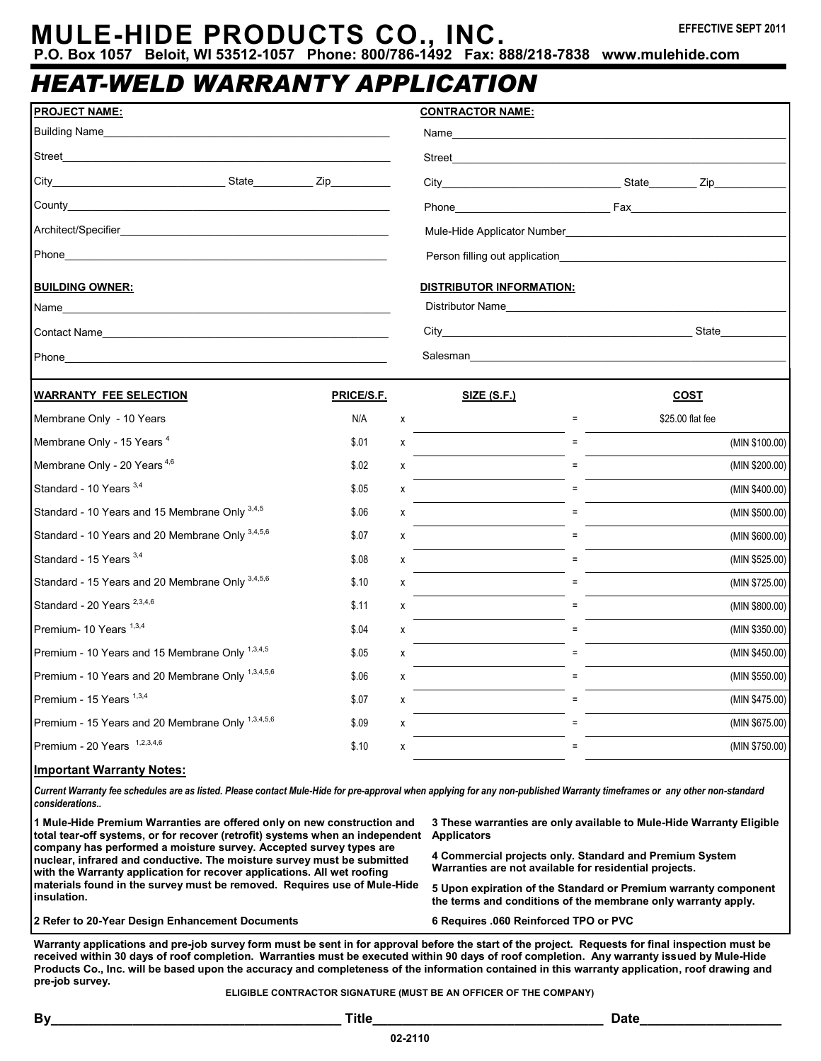# MULE-HIDE PRODUCTS CO., INC.

EFFECTIVE SEPT 2011

**P.O. Box 1057 Beloit, WI 53512-1057 Phone: 800/786-1492 Fax: 888/218-7838 www.mulehide.com**

## *HEAT-WELD WARRANTY APPLICATION*

**PROJECT NAME:**

Building Name\_\_\_\_\_\_\_\_\_\_\_\_\_\_\_\_\_\_\_\_\_\_\_\_\_\_\_\_\_\_\_\_\_\_\_\_

Street\_\_\_\_\_\_\_\_\_\_\_\_\_\_\_\_\_\_\_\_\_\_\_\_\_\_\_\_\_\_\_\_\_\_\_\_\_\_\_\_

City\_\_\_\_\_\_\_\_\_\_\_\_\_\_\_\_\_\_\_\_ State\_\_\_\_\_\_\_\_ Zip\_\_\_\_\_\_\_\_

County\_\_\_\_\_\_\_\_\_\_\_\_\_\_\_\_\_\_\_\_\_\_\_\_\_\_\_\_\_\_\_\_\_\_\_\_\_\_\_\_

Architect/Specifier\_\_\_\_\_\_\_\_\_\_\_\_\_\_\_\_\_\_\_\_\_\_\_\_\_\_\_\_\_\_\_\_\_\_

Phone\_\_\_\_\_\_\_\_\_\_\_\_\_\_\_\_\_\_\_\_\_\_\_\_\_\_\_\_\_\_\_\_\_\_\_\_\_\_\_\_

**CONTRACTOR NAME:**

Name\_\_\_\_\_\_\_\_\_\_\_\_\_\_\_\_\_\_\_\_\_\_\_\_\_\_\_\_\_\_\_\_\_\_\_\_\_\_\_\_

Street\_\_\_\_\_\_\_\_\_\_\_\_\_\_\_\_\_\_\_\_\_\_\_\_\_\_\_\_\_\_\_\_\_\_\_\_\_\_\_\_

City\_\_\_\_\_\_\_\_\_\_\_\_\_\_\_\_\_\_\_\_ State\_\_\_\_\_\_\_\_ Zip\_\_\_\_\_\_\_\_

Phone\_\_\_\_\_\_\_\_\_\_\_\_\_\_\_\_\_\_\_\_ Fax\_\_\_\_\_\_\_\_\_\_\_\_\_\_\_\_\_\_\_\_

Mule-Hide Applicator Number\_\_\_\_\_\_\_\_\_\_\_\_\_\_\_\_\_\_\_\_\_\_\_\_\_\_\_\_

Person filling out application\_\_\_\_\_\_\_\_\_\_\_\_\_\_\_\_\_\_\_\_\_\_\_\_\_\_\_\_

**BUILDING OWNER:**

Name\_\_\_\_\_\_\_\_\_\_\_\_\_\_\_\_\_\_\_\_\_\_\_\_\_\_\_\_\_\_\_\_\_\_\_\_\_\_\_\_

Contact Name\_\_\_\_\_\_\_\_\_\_\_\_\_\_\_\_\_\_\_\_\_\_\_\_\_\_\_\_\_\_\_\_\_\_\_\_

Phone\_\_\_\_\_\_\_\_\_\_\_\_\_\_\_\_\_\_\_\_\_\_\_\_\_\_\_\_\_\_\_\_\_\_\_\_\_\_\_\_

**DISTRIBUTOR INFORMATION:**

Distributor Name\_\_\_\_\_\_\_\_\_\_\_\_\_\_\_\_\_\_\_\_\_\_\_\_\_\_\_\_\_\_\_\_\_\_

City\_\_\_\_\_\_\_\_\_\_\_\_\_\_\_\_\_\_\_\_\_\_\_\_\_\_\_\_\_\_ State\_\_\_\_\_\_\_\_

Salesman\_\_\_\_\_\_\_\_\_\_\_\_\_\_\_\_\_\_\_\_\_\_\_\_\_\_\_\_\_\_\_\_\_\_\_\_\_\_

| WARRANTY FEE SELECTION | PRICE/S.F. | | SIZE (S.F.) | | COST |
|---|---|---|---|---|---|
| Membrane Only - 10 Years | N/A | x | | = | $25.00 flat fee |
| Membrane Only - 15 Years [4] | $.01 | x | | = | (MIN $100.00) |
| Membrane Only - 20 Years [4,6] | $.02 | x | | = | (MIN $200.00) |
| Standard - 10 Years [3,4] | $.05 | x | | = | (MIN $400.00) |
| Standard - 10 Years and 15 Membrane Only [3,4,5] | $.06 | x | | = | (MIN $500.00) |
| Standard - 10 Years and 20 Membrane Only [3,4,5,6] | $.07 | x | | = | (MIN $600.00) |
| Standard - 15 Years [3,4] | $.08 | x | | = | (MIN $525.00) |
| Standard - 15 Years and 20 Membrane Only [3,4,5,6] | $.10 | x | | = | (MIN $725.00) |
| Standard - 20 Years [2,3,4,6] | $.11 | x | | = | (MIN $800.00) |
| Premium- 10 Years [1,3,4] | $.04 | x | | = | (MIN $350.00) |
| Premium - 10 Years and 15 Membrane Only [1,3,4,5] | $.05 | x | | = | (MIN $450.00) |
| Premium - 10 Years and 20 Membrane Only [1,3,4,5,6] | $.06 | x | | = | (MIN $550.00) |
| Premium - 15 Years [1,3,4] | $.07 | x | | = | (MIN $475.00) |
| Premium - 15 Years and 20 Membrane Only [1,3,4,5,6] | $.09 | x | | = | (MIN $675.00) |
| Premium - 20 Years [1,2,3,4,6] | $.10 | x | | = | (MIN $750.00) |

**Important Warranty Notes:**

***Current Warranty fee schedules are as listed. Please contact Mule-Hide for pre-approval when applying for any non-published Warranty timeframes or any other non-standard considerations..***

**1 Mule-Hide Premium Warranties are offered only on new construction and total tear-off systems, or for recover (retrofit) systems when an independent company has performed a moisture survey. Accepted survey types are nuclear, infrared and conductive. The moisture survey must be submitted with the Warranty application for recover applications. All wet roofing materials found in the survey must be removed. Requires use of Mule-Hide insulation.**

**2 Refer to 20-Year Design Enhancement Documents**

**3 These warranties are only available to Mule-Hide Warranty Eligible Applicators**

**4 Commercial projects only. Standard and Premium System Warranties are not available for residential projects.**

**5 Upon expiration of the Standard or Premium warranty component the terms and conditions of the membrane only warranty apply.**

**6 Requires .060 Reinforced TPO or PVC**

**Warranty applications and pre-job survey form must be sent in for approval before the start of the project. Requests for final inspection must be received within 30 days of roof completion. Warranties must be executed within 90 days of roof completion. Any warranty issued by Mule-Hide Products Co., Inc. will be based upon the accuracy and completeness of the information contained in this warranty application, roof drawing and pre-job survey.**

**ELIGIBLE CONTRACTOR SIGNATURE (MUST BE AN OFFICER OF THE COMPANY)**

**By\_\_\_\_\_\_\_\_\_\_\_\_\_\_\_\_\_\_\_\_\_\_\_\_\_\_\_\_\_\_ Title\_\_\_\_\_\_\_\_\_\_\_\_\_\_\_\_\_\_\_\_\_\_\_\_ Date\_\_\_\_\_\_\_\_\_\_\_\_\_\_**

02-2110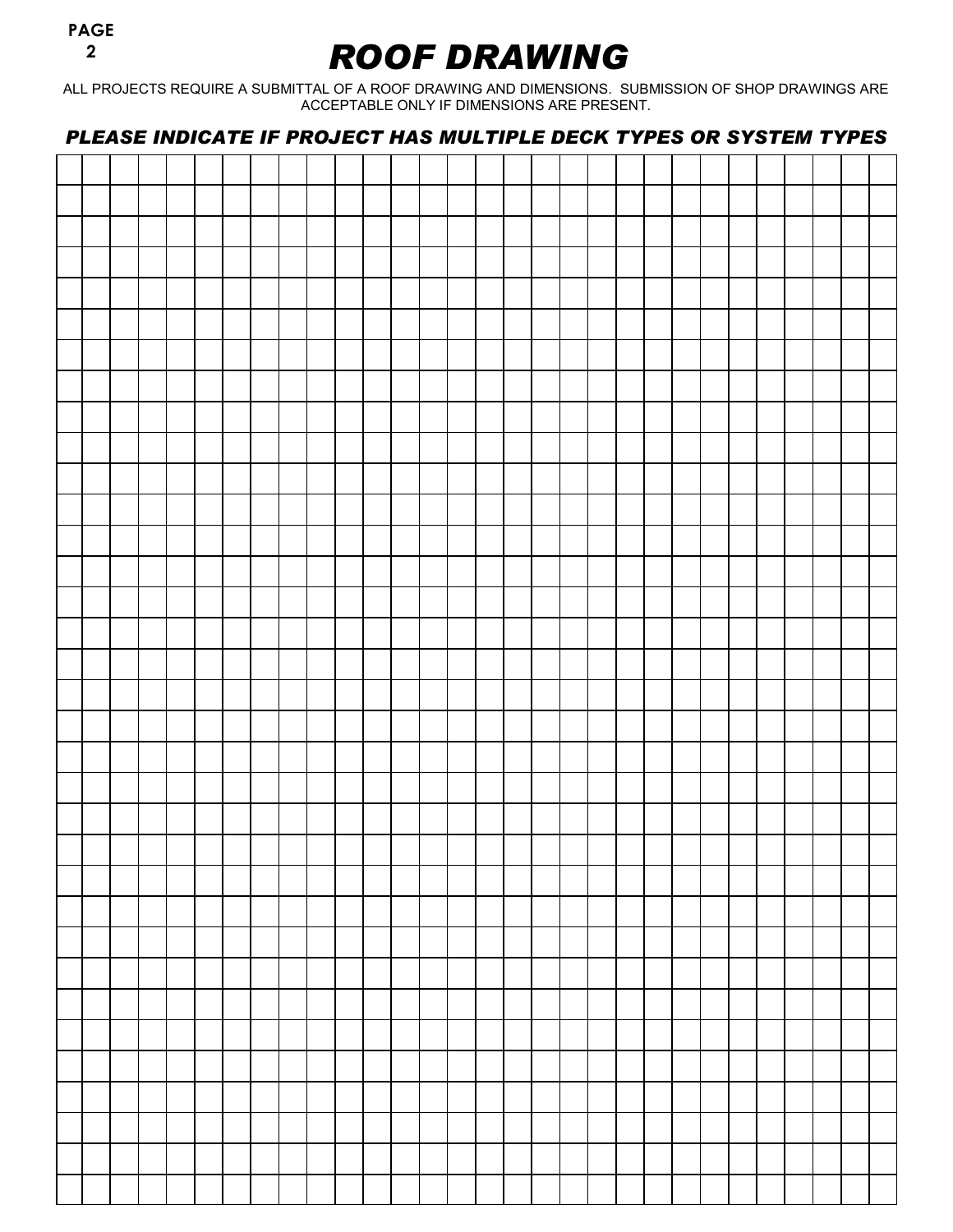# *ROOF DRAWING*

ALL PROJECTS REQUIRE A SUBMITTAL OF A ROOF DRAWING AND DIMENSIONS. SUBMISSION OF SHOP DRAWINGS ARE ACCEPTABLE ONLY IF DIMENSIONS ARE PRESENT.

***PLEASE INDICATE IF PROJECT HAS MULTIPLE DECK TYPES OR SYSTEM TYPES***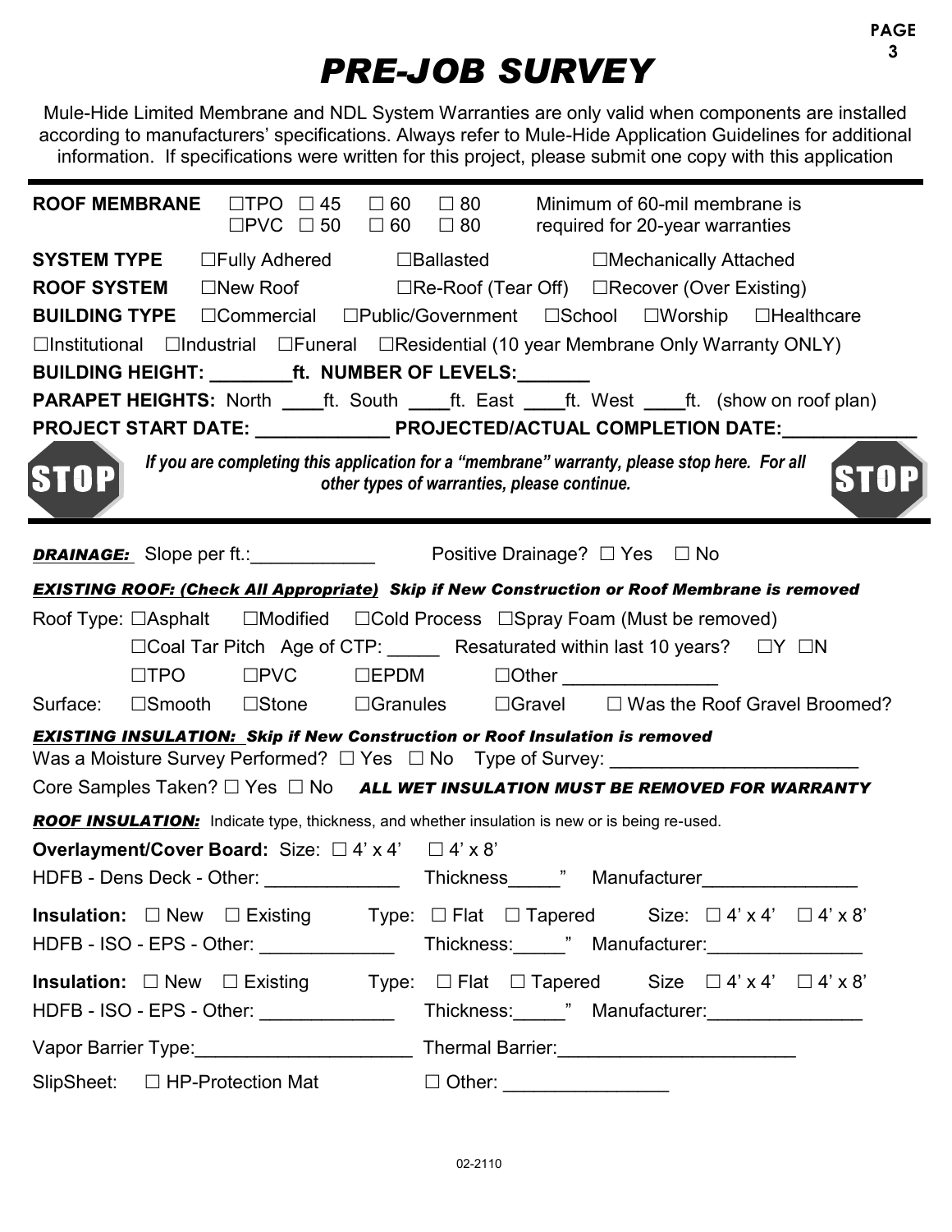# *PRE-JOB SURVEY*

Mule-Hide Limited Membrane and NDL System Warranties are only valid when components are installed according to manufacturers' specifications. Always refer to Mule-Hide Application Guidelines for additional information. If specifications were written for this project, please submit one copy with this application

---

**ROOF MEMBRANE** ☐TPO ☐ 45 ☐ 60 ☐ 80 Minimum of 60-mil membrane is
☐PVC ☐ 50 ☐ 60 ☐ 80 required for 20-year warranties

**SYSTEM TYPE** ☐Fully Adhered ☐Ballasted ☐Mechanically Attached

**ROOF SYSTEM** ☐New Roof ☐Re-Roof (Tear Off) ☐Recover (Over Existing)

**BUILDING TYPE** ☐Commercial ☐Public/Government ☐School ☐Worship ☐Healthcare
☐Institutional ☐Industrial ☐Funeral ☐Residential (10 year Membrane Only Warranty ONLY)

**BUILDING HEIGHT: ________ft. NUMBER OF LEVELS:_______**

**PARAPET HEIGHTS:** North ____ft. South ____ft. East ____ft. West ____ft. (show on roof plan)

**PROJECT START DATE: _____________ PROJECTED/ACTUAL COMPLETION DATE:_____________**

STOP ***If you are completing this application for a "membrane" warranty, please stop here. For all other types of warranties, please continue.*** STOP

---

***DRAINAGE:*** Slope per ft.:____________ Positive Drainage? ☐ Yes ☐ No

***EXISTING ROOF: (Check All Appropriate) Skip if New Construction or Roof Membrane is removed***

Roof Type: ☐Asphalt ☐Modified ☐Cold Process ☐Spray Foam (Must be removed)
☐Coal Tar Pitch Age of CTP: _____ Resaturated within last 10 years? ☐Y ☐N
☐TPO ☐PVC ☐EPDM ☐Other _______________

Surface: ☐Smooth ☐Stone ☐Granules ☐Gravel ☐ Was the Roof Gravel Broomed?

***EXISTING INSULATION: Skip if New Construction or Roof Insulation is removed***

Was a Moisture Survey Performed? ☐ Yes ☐ No Type of Survey: ________________________

Core Samples Taken? ☐ Yes ☐ No ***ALL WET INSULATION MUST BE REMOVED FOR WARRANTY***

***ROOF INSULATION:*** Indicate type, thickness, and whether insulation is new or is being re-used.

**Overlayment/Cover Board:** Size: ☐ 4' x 4' ☐ 4' x 8'
HDFB - Dens Deck - Other: _____________ Thickness_____" Manufacturer_______________

**Insulation:** ☐ New ☐ Existing Type: ☐ Flat ☐ Tapered Size: ☐ 4' x 4' ☐ 4' x 8'
HDFB - ISO - EPS - Other: _____________ Thickness:_____" Manufacturer:_______________

**Insulation:** ☐ New ☐ Existing Type: ☐ Flat ☐ Tapered Size ☐ 4' x 4' ☐ 4' x 8'
HDFB - ISO - EPS - Other: _____________ Thickness:_____" Manufacturer:_______________

Vapor Barrier Type:_____________________ Thermal Barrier:_______________________

SlipSheet: ☐ HP-Protection Mat ☐ Other: ________________

02-2110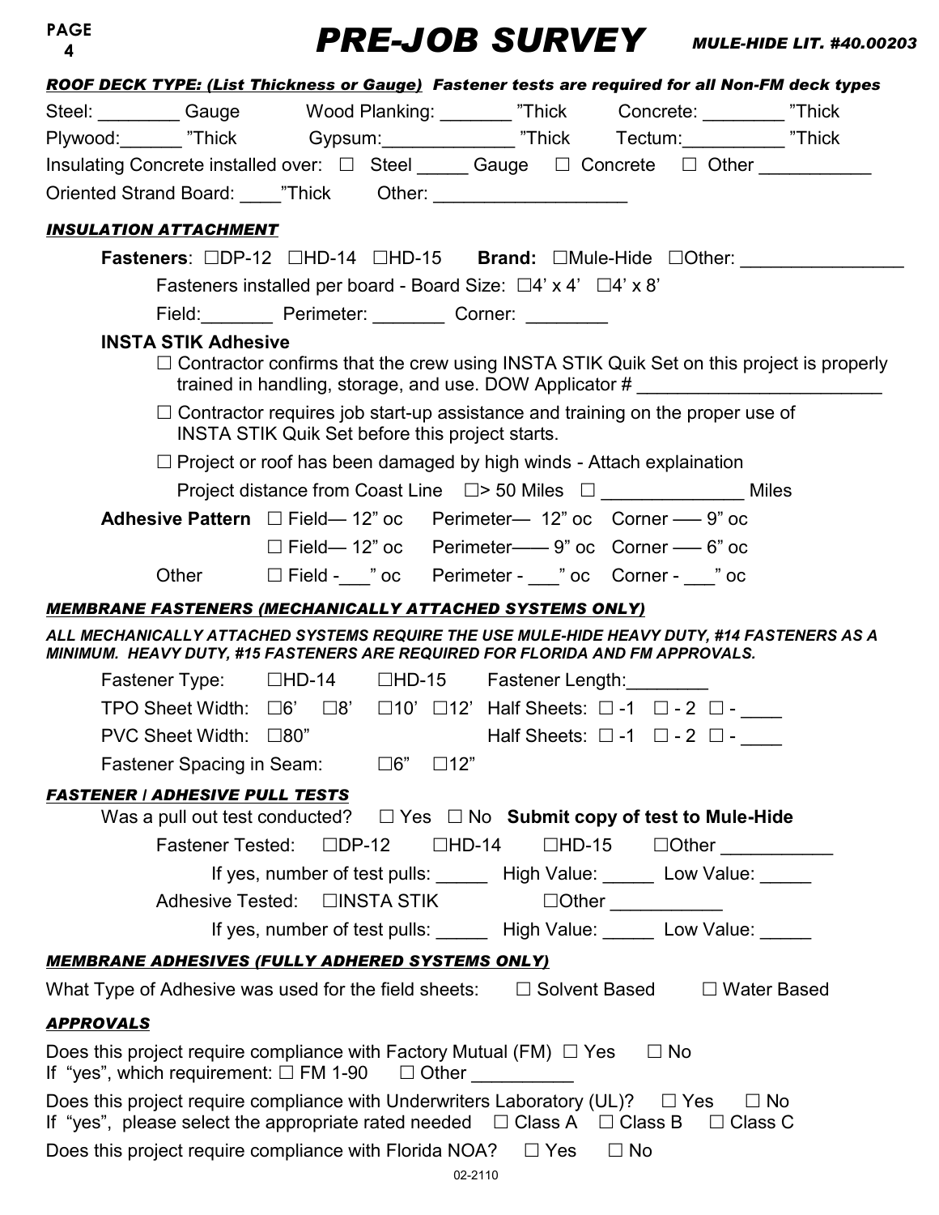# PRE-JOB SURVEY

*MULE-HIDE LIT. #40.00203*

***ROOF DECK TYPE: (List Thickness or Gauge)*** ***Fastener tests are required for all Non-FM deck types***

Steel: ________ Gauge   Wood Planking: _______ "Thick   Concrete: ________ "Thick

Plywood:______ "Thick   Gypsum:_____________ "Thick   Tectum:__________ "Thick

Insulating Concrete installed over: ☐ Steel _____ Gauge ☐ Concrete ☐ Other ___________

Oriented Strand Board: ____"Thick   Other: ___________________

***INSULATION ATTACHMENT***

**Fasteners**: ☐DP-12 ☐HD-14 ☐HD-15 **Brand:** ☐Mule-Hide ☐Other: ________________

Fasteners installed per board - Board Size: ☐4' x 4' ☐4' x 8'

Field:_______ Perimeter: _______ Corner: ________

**INSTA STIK Adhesive**

☐ Contractor confirms that the crew using INSTA STIK Quik Set on this project is properly trained in handling, storage, and use. DOW Applicator # ________________________

☐ Contractor requires job start-up assistance and training on the proper use of INSTA STIK Quik Set before this project starts.

☐ Project or roof has been damaged by high winds - Attach explaination

Project distance from Coast Line ☐> 50 Miles ☐ _____________ Miles

**Adhesive Pattern** ☐ Field— 12" oc Perimeter— 12" oc Corner — 9" oc

☐ Field— 12" oc Perimeter— 9" oc Corner — 6" oc

Other ☐ Field -___" oc Perimeter - ___" oc Corner - ___" oc

***MEMBRANE FASTENERS (MECHANICALLY ATTACHED SYSTEMS ONLY)***

***ALL MECHANICALLY ATTACHED SYSTEMS REQUIRE THE USE MULE-HIDE HEAVY DUTY, #14 FASTENERS AS A MINIMUM. HEAVY DUTY, #15 FASTENERS ARE REQUIRED FOR FLORIDA AND FM APPROVALS.***

Fastener Type: ☐HD-14 ☐HD-15 Fastener Length:________

TPO Sheet Width: ☐6' ☐8' ☐10' ☐12' Half Sheets: ☐ -1 ☐ - 2 ☐ - ____

PVC Sheet Width: ☐80" Half Sheets: ☐ -1 ☐ - 2 ☐ - ____

Fastener Spacing in Seam: ☐6" ☐12"

***FASTENER / ADHESIVE PULL TESTS***

Was a pull out test conducted? ☐ Yes ☐ No **Submit copy of test to Mule-Hide**

Fastener Tested: ☐DP-12 ☐HD-14 ☐HD-15 ☐Other ___________

If yes, number of test pulls: _____ High Value: _____ Low Value: _____

Adhesive Tested: ☐INSTA STIK ☐Other ___________

If yes, number of test pulls: _____ High Value: _____ Low Value: _____

***MEMBRANE ADHESIVES (FULLY ADHERED SYSTEMS ONLY)***

What Type of Adhesive was used for the field sheets: ☐ Solvent Based ☐ Water Based

***APPROVALS***

Does this project require compliance with Factory Mutual (FM) ☐ Yes ☐ No
If "yes", which requirement: ☐ FM 1-90 ☐ Other __________

Does this project require compliance with Underwriters Laboratory (UL)? ☐ Yes ☐ No
If "yes", please select the appropriate rated needed ☐ Class A ☐ Class B ☐ Class C

Does this project require compliance with Florida NOA? ☐ Yes ☐ No

02-2110